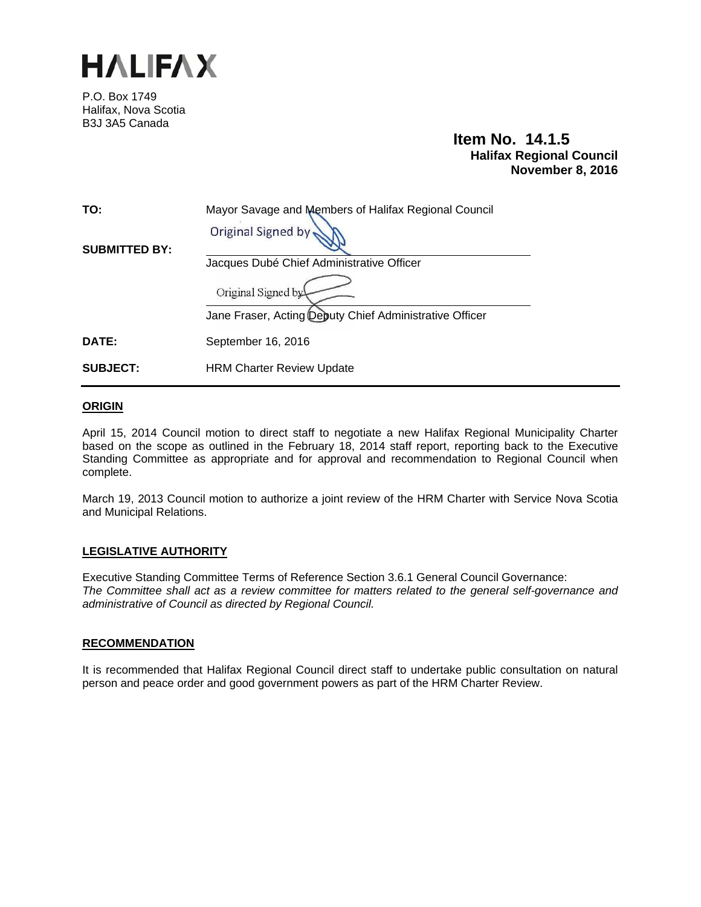# HALIFAX

P.O. Box 1749
Halifax, Nova Scotia
B3J 3A5 Canada

**Item No. 14.1.5**
**Halifax Regional Council**
**November 8, 2016**

| | |
|---|---|
| **TO:** | Mayor Savage and Members of Halifax Regional Council |
| **SUBMITTED BY:** | Original Signed by<br>Jacques Dubé Chief Administrative Officer<br><br>Original Signed by<br>Jane Fraser, Acting Deputy Chief Administrative Officer |
| **DATE:** | September 16, 2016 |
| **SUBJECT:** | HRM Charter Review Update |

## ORIGIN

April 15, 2014 Council motion to direct staff to negotiate a new Halifax Regional Municipality Charter based on the scope as outlined in the February 18, 2014 staff report, reporting back to the Executive Standing Committee as appropriate and for approval and recommendation to Regional Council when complete.

March 19, 2013 Council motion to authorize a joint review of the HRM Charter with Service Nova Scotia and Municipal Relations.

## LEGISLATIVE AUTHORITY

Executive Standing Committee Terms of Reference Section 3.6.1 General Council Governance:
*The Committee shall act as a review committee for matters related to the general self-governance and administrative of Council as directed by Regional Council.*

## RECOMMENDATION

It is recommended that Halifax Regional Council direct staff to undertake public consultation on natural person and peace order and good government powers as part of the HRM Charter Review.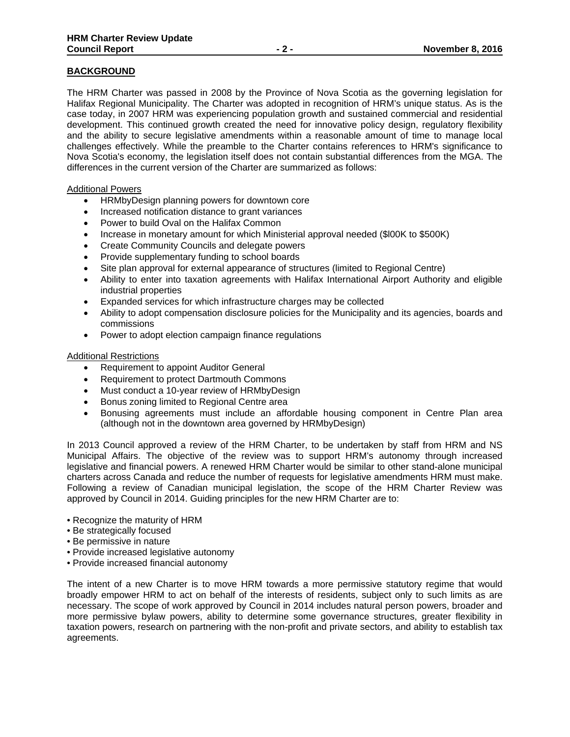## BACKGROUND

The HRM Charter was passed in 2008 by the Province of Nova Scotia as the governing legislation for Halifax Regional Municipality. The Charter was adopted in recognition of HRM's unique status. As is the case today, in 2007 HRM was experiencing population growth and sustained commercial and residential development. This continued growth created the need for innovative policy design, regulatory flexibility and the ability to secure legislative amendments within a reasonable amount of time to manage local challenges effectively. While the preamble to the Charter contains references to HRM's significance to Nova Scotia's economy, the legislation itself does not contain substantial differences from the MGA. The differences in the current version of the Charter are summarized as follows:

Additional Powers

- HRMbyDesign planning powers for downtown core
- Increased notification distance to grant variances
- Power to build Oval on the Halifax Common
- Increase in monetary amount for which Ministerial approval needed ($l00K to $500K)
- Create Community Councils and delegate powers
- Provide supplementary funding to school boards
- Site plan approval for external appearance of structures (limited to Regional Centre)
- Ability to enter into taxation agreements with Halifax International Airport Authority and eligible industrial properties
- Expanded services for which infrastructure charges may be collected
- Ability to adopt compensation disclosure policies for the Municipality and its agencies, boards and commissions
- Power to adopt election campaign finance regulations

Additional Restrictions

- Requirement to appoint Auditor General
- Requirement to protect Dartmouth Commons
- Must conduct a 10-year review of HRMbyDesign
- Bonus zoning limited to Regional Centre area
- Bonusing agreements must include an affordable housing component in Centre Plan area (although not in the downtown area governed by HRMbyDesign)

In 2013 Council approved a review of the HRM Charter, to be undertaken by staff from HRM and NS Municipal Affairs. The objective of the review was to support HRM's autonomy through increased legislative and financial powers. A renewed HRM Charter would be similar to other stand-alone municipal charters across Canada and reduce the number of requests for legislative amendments HRM must make. Following a review of Canadian municipal legislation, the scope of the HRM Charter Review was approved by Council in 2014. Guiding principles for the new HRM Charter are to:

- Recognize the maturity of HRM
- Be strategically focused
- Be permissive in nature
- Provide increased legislative autonomy
- Provide increased financial autonomy

The intent of a new Charter is to move HRM towards a more permissive statutory regime that would broadly empower HRM to act on behalf of the interests of residents, subject only to such limits as are necessary. The scope of work approved by Council in 2014 includes natural person powers, broader and more permissive bylaw powers, ability to determine some governance structures, greater flexibility in taxation powers, research on partnering with the non-profit and private sectors, and ability to establish tax agreements.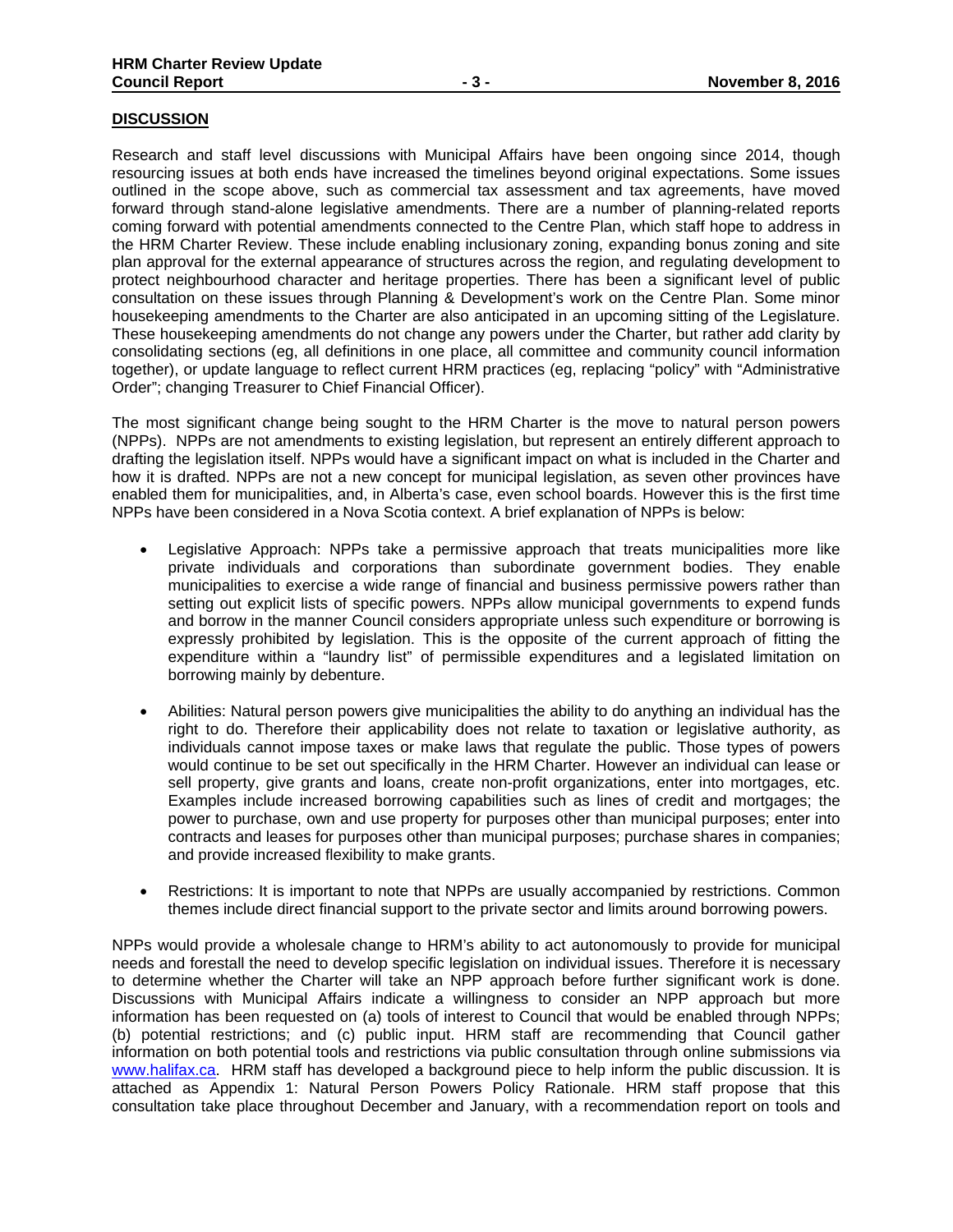## DISCUSSION

Research and staff level discussions with Municipal Affairs have been ongoing since 2014, though resourcing issues at both ends have increased the timelines beyond original expectations. Some issues outlined in the scope above, such as commercial tax assessment and tax agreements, have moved forward through stand-alone legislative amendments. There are a number of planning-related reports coming forward with potential amendments connected to the Centre Plan, which staff hope to address in the HRM Charter Review. These include enabling inclusionary zoning, expanding bonus zoning and site plan approval for the external appearance of structures across the region, and regulating development to protect neighbourhood character and heritage properties. There has been a significant level of public consultation on these issues through Planning & Development's work on the Centre Plan. Some minor housekeeping amendments to the Charter are also anticipated in an upcoming sitting of the Legislature. These housekeeping amendments do not change any powers under the Charter, but rather add clarity by consolidating sections (eg, all definitions in one place, all committee and community council information together), or update language to reflect current HRM practices (eg, replacing "policy" with "Administrative Order"; changing Treasurer to Chief Financial Officer).

The most significant change being sought to the HRM Charter is the move to natural person powers (NPPs). NPPs are not amendments to existing legislation, but represent an entirely different approach to drafting the legislation itself. NPPs would have a significant impact on what is included in the Charter and how it is drafted. NPPs are not a new concept for municipal legislation, as seven other provinces have enabled them for municipalities, and, in Alberta's case, even school boards. However this is the first time NPPs have been considered in a Nova Scotia context. A brief explanation of NPPs is below:

- Legislative Approach: NPPs take a permissive approach that treats municipalities more like private individuals and corporations than subordinate government bodies. They enable municipalities to exercise a wide range of financial and business permissive powers rather than setting out explicit lists of specific powers. NPPs allow municipal governments to expend funds and borrow in the manner Council considers appropriate unless such expenditure or borrowing is expressly prohibited by legislation. This is the opposite of the current approach of fitting the expenditure within a "laundry list" of permissible expenditures and a legislated limitation on borrowing mainly by debenture.

- Abilities: Natural person powers give municipalities the ability to do anything an individual has the right to do. Therefore their applicability does not relate to taxation or legislative authority, as individuals cannot impose taxes or make laws that regulate the public. Those types of powers would continue to be set out specifically in the HRM Charter. However an individual can lease or sell property, give grants and loans, create non-profit organizations, enter into mortgages, etc. Examples include increased borrowing capabilities such as lines of credit and mortgages; the power to purchase, own and use property for purposes other than municipal purposes; enter into contracts and leases for purposes other than municipal purposes; purchase shares in companies; and provide increased flexibility to make grants.

- Restrictions: It is important to note that NPPs are usually accompanied by restrictions. Common themes include direct financial support to the private sector and limits around borrowing powers.

NPPs would provide a wholesale change to HRM's ability to act autonomously to provide for municipal needs and forestall the need to develop specific legislation on individual issues. Therefore it is necessary to determine whether the Charter will take an NPP approach before further significant work is done. Discussions with Municipal Affairs indicate a willingness to consider an NPP approach but more information has been requested on (a) tools of interest to Council that would be enabled through NPPs; (b) potential restrictions; and (c) public input. HRM staff are recommending that Council gather information on both potential tools and restrictions via public consultation through online submissions via www.halifax.ca. HRM staff has developed a background piece to help inform the public discussion. It is attached as Appendix 1: Natural Person Powers Policy Rationale. HRM staff propose that this consultation take place throughout December and January, with a recommendation report on tools and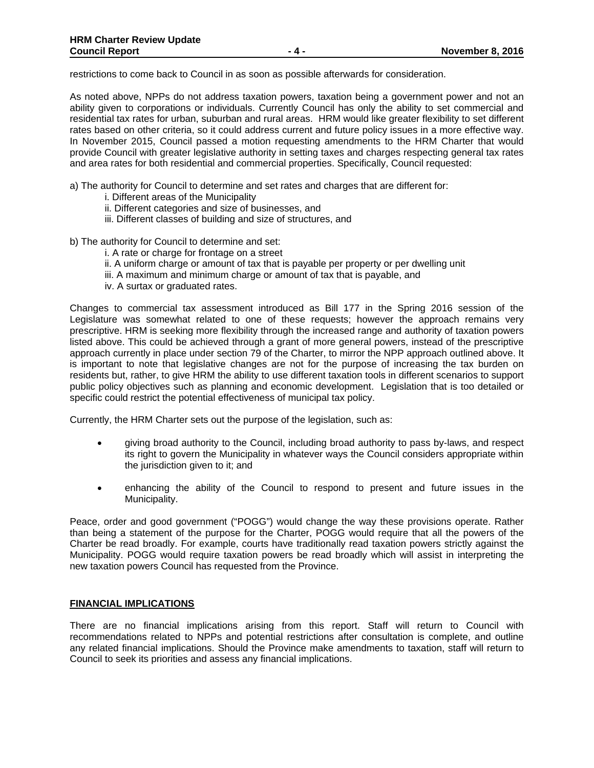restrictions to come back to Council in as soon as possible afterwards for consideration.

As noted above, NPPs do not address taxation powers, taxation being a government power and not an ability given to corporations or individuals. Currently Council has only the ability to set commercial and residential tax rates for urban, suburban and rural areas. HRM would like greater flexibility to set different rates based on other criteria, so it could address current and future policy issues in a more effective way. In November 2015, Council passed a motion requesting amendments to the HRM Charter that would provide Council with greater legislative authority in setting taxes and charges respecting general tax rates and area rates for both residential and commercial properties. Specifically, Council requested:

a) The authority for Council to determine and set rates and charges that are different for:
   i. Different areas of the Municipality
   ii. Different categories and size of businesses, and
   iii. Different classes of building and size of structures, and

b) The authority for Council to determine and set:
   i. A rate or charge for frontage on a street
   ii. A uniform charge or amount of tax that is payable per property or per dwelling unit
   iii. A maximum and minimum charge or amount of tax that is payable, and
   iv. A surtax or graduated rates.

Changes to commercial tax assessment introduced as Bill 177 in the Spring 2016 session of the Legislature was somewhat related to one of these requests; however the approach remains very prescriptive. HRM is seeking more flexibility through the increased range and authority of taxation powers listed above. This could be achieved through a grant of more general powers, instead of the prescriptive approach currently in place under section 79 of the Charter, to mirror the NPP approach outlined above. It is important to note that legislative changes are not for the purpose of increasing the tax burden on residents but, rather, to give HRM the ability to use different taxation tools in different scenarios to support public policy objectives such as planning and economic development. Legislation that is too detailed or specific could restrict the potential effectiveness of municipal tax policy.

Currently, the HRM Charter sets out the purpose of the legislation, such as:

- giving broad authority to the Council, including broad authority to pass by-laws, and respect its right to govern the Municipality in whatever ways the Council considers appropriate within the jurisdiction given to it; and
- enhancing the ability of the Council to respond to present and future issues in the Municipality.

Peace, order and good government ("POGG") would change the way these provisions operate. Rather than being a statement of the purpose for the Charter, POGG would require that all the powers of the Charter be read broadly. For example, courts have traditionally read taxation powers strictly against the Municipality. POGG would require taxation powers be read broadly which will assist in interpreting the new taxation powers Council has requested from the Province.

## FINANCIAL IMPLICATIONS

There are no financial implications arising from this report. Staff will return to Council with recommendations related to NPPs and potential restrictions after consultation is complete, and outline any related financial implications. Should the Province make amendments to taxation, staff will return to Council to seek its priorities and assess any financial implications.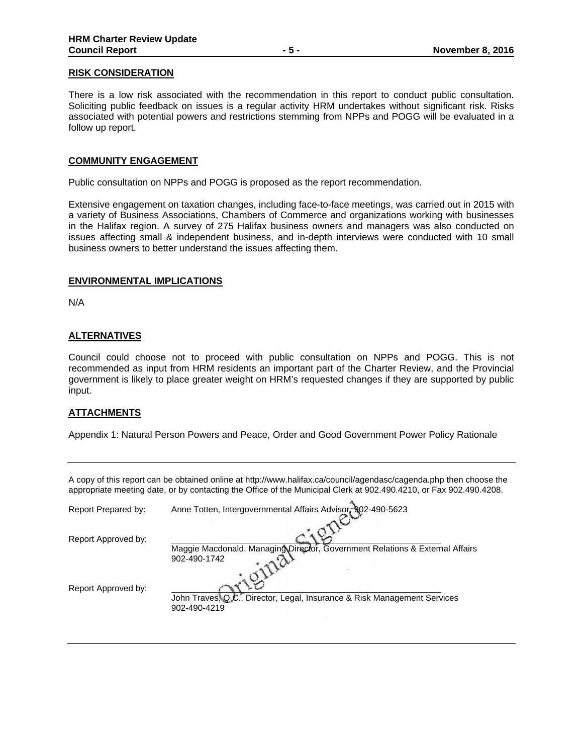## RISK CONSIDERATION

There is a low risk associated with the recommendation in this report to conduct public consultation. Soliciting public feedback on issues is a regular activity HRM undertakes without significant risk. Risks associated with potential powers and restrictions stemming from NPPs and POGG will be evaluated in a follow up report.

## COMMUNITY ENGAGEMENT

Public consultation on NPPs and POGG is proposed as the report recommendation.

Extensive engagement on taxation changes, including face-to-face meetings, was carried out in 2015 with a variety of Business Associations, Chambers of Commerce and organizations working with businesses in the Halifax region. A survey of 275 Halifax business owners and managers was also conducted on issues affecting small & independent business, and in-depth interviews were conducted with 10 small business owners to better understand the issues affecting them.

## ENVIRONMENTAL IMPLICATIONS

N/A

## ALTERNATIVES

Council could choose not to proceed with public consultation on NPPs and POGG. This is not recommended as input from HRM residents an important part of the Charter Review, and the Provincial government is likely to place greater weight on HRM's requested changes if they are supported by public input.

## ATTACHMENTS

Appendix 1: Natural Person Powers and Peace, Order and Good Government Power Policy Rationale

---

A copy of this report can be obtained online at http://www.halifax.ca/council/agendasc/cagenda.php then choose the appropriate meeting date, or by contacting the Office of the Municipal Clerk at 902.490.4210, or Fax 902.490.4208.

Report Prepared by: Anne Totten, Intergovernmental Affairs Advisor, 902-490-5623

Report Approved by: Original Signed
Maggie Macdonald, Managing Director, Government Relations & External Affairs 902-490-1742

Report Approved by:
John Traves, Q.C., Director, Legal, Insurance & Risk Management Services 902-490-4219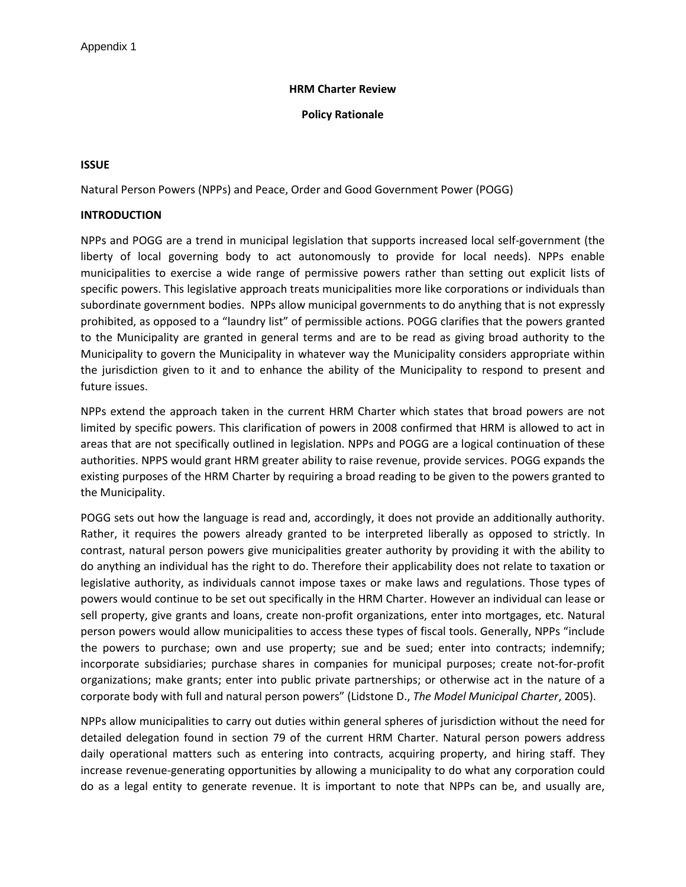Appendix 1

**HRM Charter Review**

**Policy Rationale**

**ISSUE**

Natural Person Powers (NPPs) and Peace, Order and Good Government Power (POGG)

**INTRODUCTION**

NPPs and POGG are a trend in municipal legislation that supports increased local self-government (the liberty of local governing body to act autonomously to provide for local needs). NPPs enable municipalities to exercise a wide range of permissive powers rather than setting out explicit lists of specific powers. This legislative approach treats municipalities more like corporations or individuals than subordinate government bodies. NPPs allow municipal governments to do anything that is not expressly prohibited, as opposed to a "laundry list" of permissible actions. POGG clarifies that the powers granted to the Municipality are granted in general terms and are to be read as giving broad authority to the Municipality to govern the Municipality in whatever way the Municipality considers appropriate within the jurisdiction given to it and to enhance the ability of the Municipality to respond to present and future issues.

NPPs extend the approach taken in the current HRM Charter which states that broad powers are not limited by specific powers. This clarification of powers in 2008 confirmed that HRM is allowed to act in areas that are not specifically outlined in legislation. NPPs and POGG are a logical continuation of these authorities. NPPS would grant HRM greater ability to raise revenue, provide services. POGG expands the existing purposes of the HRM Charter by requiring a broad reading to be given to the powers granted to the Municipality.

POGG sets out how the language is read and, accordingly, it does not provide an additionally authority. Rather, it requires the powers already granted to be interpreted liberally as opposed to strictly. In contrast, natural person powers give municipalities greater authority by providing it with the ability to do anything an individual has the right to do. Therefore their applicability does not relate to taxation or legislative authority, as individuals cannot impose taxes or make laws and regulations. Those types of powers would continue to be set out specifically in the HRM Charter. However an individual can lease or sell property, give grants and loans, create non-profit organizations, enter into mortgages, etc. Natural person powers would allow municipalities to access these types of fiscal tools. Generally, NPPs "include the powers to purchase; own and use property; sue and be sued; enter into contracts; indemnify; incorporate subsidiaries; purchase shares in companies for municipal purposes; create not-for-profit organizations; make grants; enter into public private partnerships; or otherwise act in the nature of a corporate body with full and natural person powers" (Lidstone D., *The Model Municipal Charter*, 2005).

NPPs allow municipalities to carry out duties within general spheres of jurisdiction without the need for detailed delegation found in section 79 of the current HRM Charter. Natural person powers address daily operational matters such as entering into contracts, acquiring property, and hiring staff. They increase revenue-generating opportunities by allowing a municipality to do what any corporation could do as a legal entity to generate revenue. It is important to note that NPPs can be, and usually are,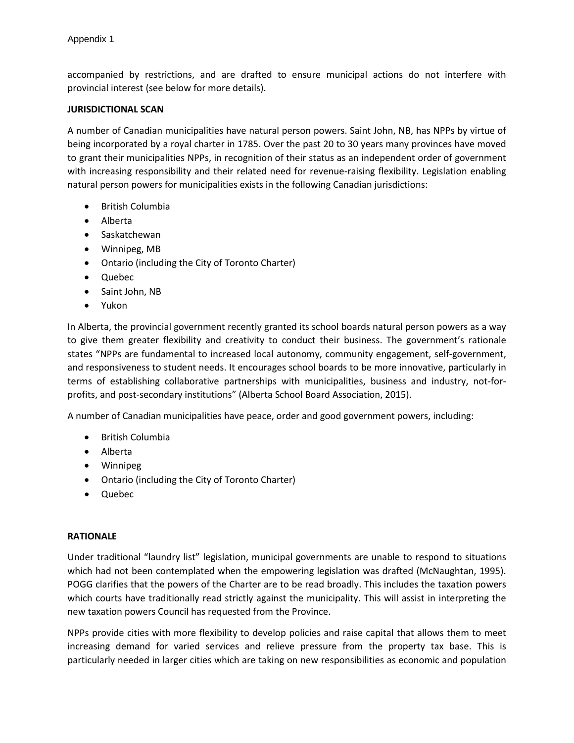accompanied by restrictions, and are drafted to ensure municipal actions do not interfere with provincial interest (see below for more details).

**JURISDICTIONAL SCAN**

A number of Canadian municipalities have natural person powers. Saint John, NB, has NPPs by virtue of being incorporated by a royal charter in 1785. Over the past 20 to 30 years many provinces have moved to grant their municipalities NPPs, in recognition of their status as an independent order of government with increasing responsibility and their related need for revenue-raising flexibility. Legislation enabling natural person powers for municipalities exists in the following Canadian jurisdictions:

- British Columbia
- Alberta
- Saskatchewan
- Winnipeg, MB
- Ontario (including the City of Toronto Charter)
- Quebec
- Saint John, NB
- Yukon

In Alberta, the provincial government recently granted its school boards natural person powers as a way to give them greater flexibility and creativity to conduct their business. The government's rationale states "NPPs are fundamental to increased local autonomy, community engagement, self-government, and responsiveness to student needs. It encourages school boards to be more innovative, particularly in terms of establishing collaborative partnerships with municipalities, business and industry, not-for-profits, and post-secondary institutions" (Alberta School Board Association, 2015).

A number of Canadian municipalities have peace, order and good government powers, including:

- British Columbia
- Alberta
- Winnipeg
- Ontario (including the City of Toronto Charter)
- Quebec

**RATIONALE**

Under traditional "laundry list" legislation, municipal governments are unable to respond to situations which had not been contemplated when the empowering legislation was drafted (McNaughtan, 1995). POGG clarifies that the powers of the Charter are to be read broadly. This includes the taxation powers which courts have traditionally read strictly against the municipality. This will assist in interpreting the new taxation powers Council has requested from the Province.

NPPs provide cities with more flexibility to develop policies and raise capital that allows them to meet increasing demand for varied services and relieve pressure from the property tax base. This is particularly needed in larger cities which are taking on new responsibilities as economic and population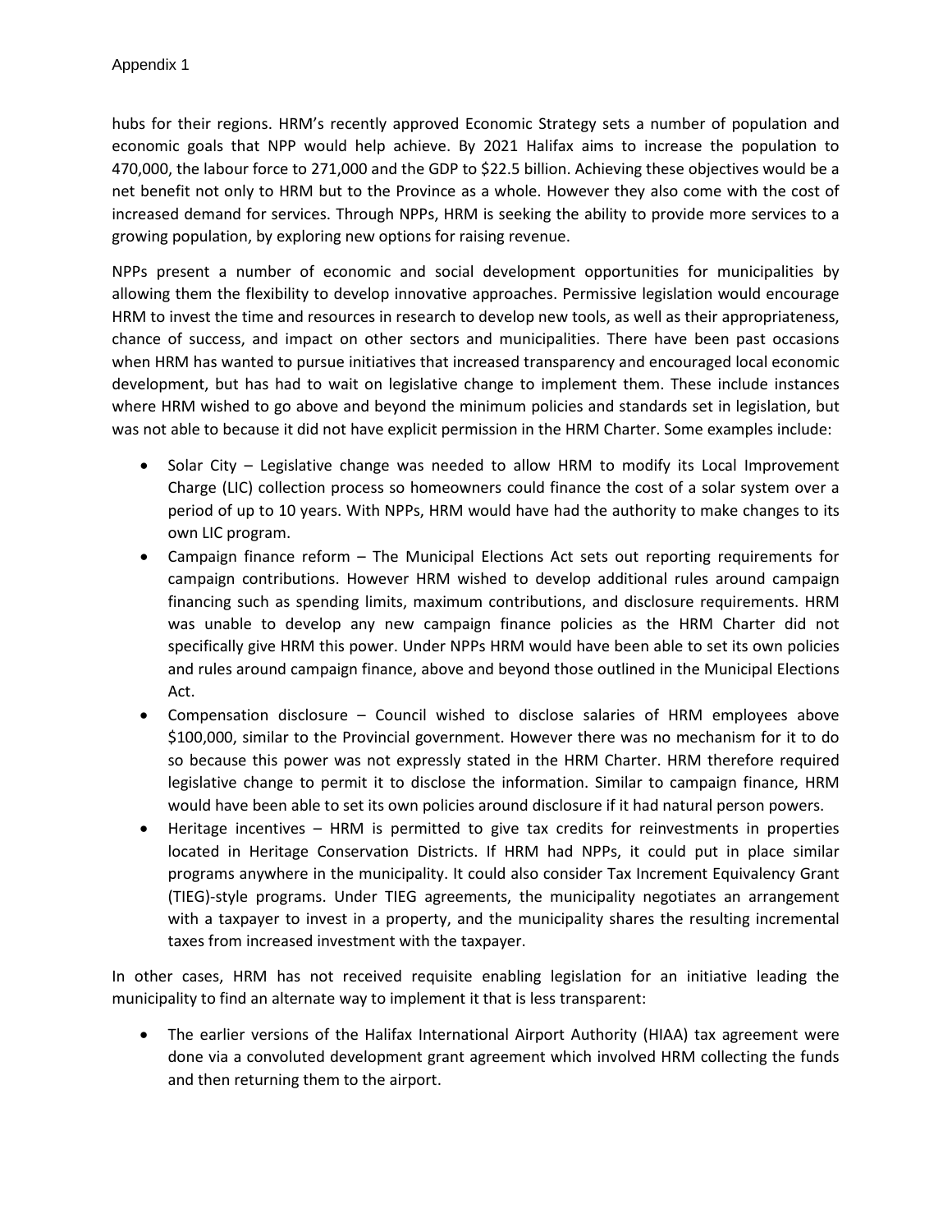hubs for their regions. HRM's recently approved Economic Strategy sets a number of population and economic goals that NPP would help achieve. By 2021 Halifax aims to increase the population to 470,000, the labour force to 271,000 and the GDP to $22.5 billion. Achieving these objectives would be a net benefit not only to HRM but to the Province as a whole. However they also come with the cost of increased demand for services. Through NPPs, HRM is seeking the ability to provide more services to a growing population, by exploring new options for raising revenue.

NPPs present a number of economic and social development opportunities for municipalities by allowing them the flexibility to develop innovative approaches. Permissive legislation would encourage HRM to invest the time and resources in research to develop new tools, as well as their appropriateness, chance of success, and impact on other sectors and municipalities. There have been past occasions when HRM has wanted to pursue initiatives that increased transparency and encouraged local economic development, but has had to wait on legislative change to implement them. These include instances where HRM wished to go above and beyond the minimum policies and standards set in legislation, but was not able to because it did not have explicit permission in the HRM Charter. Some examples include:

- Solar City – Legislative change was needed to allow HRM to modify its Local Improvement Charge (LIC) collection process so homeowners could finance the cost of a solar system over a period of up to 10 years. With NPPs, HRM would have had the authority to make changes to its own LIC program.
- Campaign finance reform – The Municipal Elections Act sets out reporting requirements for campaign contributions. However HRM wished to develop additional rules around campaign financing such as spending limits, maximum contributions, and disclosure requirements. HRM was unable to develop any new campaign finance policies as the HRM Charter did not specifically give HRM this power. Under NPPs HRM would have been able to set its own policies and rules around campaign finance, above and beyond those outlined in the Municipal Elections Act.
- Compensation disclosure – Council wished to disclose salaries of HRM employees above $100,000, similar to the Provincial government. However there was no mechanism for it to do so because this power was not expressly stated in the HRM Charter. HRM therefore required legislative change to permit it to disclose the information. Similar to campaign finance, HRM would have been able to set its own policies around disclosure if it had natural person powers.
- Heritage incentives – HRM is permitted to give tax credits for reinvestments in properties located in Heritage Conservation Districts. If HRM had NPPs, it could put in place similar programs anywhere in the municipality. It could also consider Tax Increment Equivalency Grant (TIEG)-style programs. Under TIEG agreements, the municipality negotiates an arrangement with a taxpayer to invest in a property, and the municipality shares the resulting incremental taxes from increased investment with the taxpayer.

In other cases, HRM has not received requisite enabling legislation for an initiative leading the municipality to find an alternate way to implement it that is less transparent:

- The earlier versions of the Halifax International Airport Authority (HIAA) tax agreement were done via a convoluted development grant agreement which involved HRM collecting the funds and then returning them to the airport.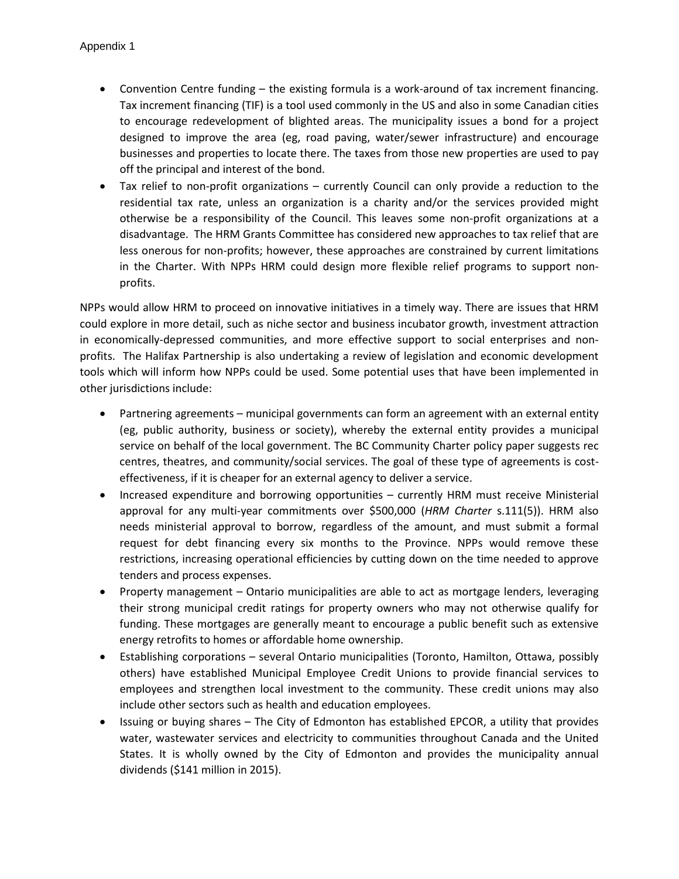- Convention Centre funding – the existing formula is a work-around of tax increment financing. Tax increment financing (TIF) is a tool used commonly in the US and also in some Canadian cities to encourage redevelopment of blighted areas. The municipality issues a bond for a project designed to improve the area (eg, road paving, water/sewer infrastructure) and encourage businesses and properties to locate there. The taxes from those new properties are used to pay off the principal and interest of the bond.
- Tax relief to non-profit organizations – currently Council can only provide a reduction to the residential tax rate, unless an organization is a charity and/or the services provided might otherwise be a responsibility of the Council. This leaves some non-profit organizations at a disadvantage. The HRM Grants Committee has considered new approaches to tax relief that are less onerous for non-profits; however, these approaches are constrained by current limitations in the Charter. With NPPs HRM could design more flexible relief programs to support non-profits.

NPPs would allow HRM to proceed on innovative initiatives in a timely way. There are issues that HRM could explore in more detail, such as niche sector and business incubator growth, investment attraction in economically-depressed communities, and more effective support to social enterprises and non-profits. The Halifax Partnership is also undertaking a review of legislation and economic development tools which will inform how NPPs could be used. Some potential uses that have been implemented in other jurisdictions include:

- Partnering agreements – municipal governments can form an agreement with an external entity (eg, public authority, business or society), whereby the external entity provides a municipal service on behalf of the local government. The BC Community Charter policy paper suggests rec centres, theatres, and community/social services. The goal of these type of agreements is cost-effectiveness, if it is cheaper for an external agency to deliver a service.
- Increased expenditure and borrowing opportunities – currently HRM must receive Ministerial approval for any multi-year commitments over $500,000 (*HRM Charter* s.111(5)). HRM also needs ministerial approval to borrow, regardless of the amount, and must submit a formal request for debt financing every six months to the Province. NPPs would remove these restrictions, increasing operational efficiencies by cutting down on the time needed to approve tenders and process expenses.
- Property management – Ontario municipalities are able to act as mortgage lenders, leveraging their strong municipal credit ratings for property owners who may not otherwise qualify for funding. These mortgages are generally meant to encourage a public benefit such as extensive energy retrofits to homes or affordable home ownership.
- Establishing corporations – several Ontario municipalities (Toronto, Hamilton, Ottawa, possibly others) have established Municipal Employee Credit Unions to provide financial services to employees and strengthen local investment to the community. These credit unions may also include other sectors such as health and education employees.
- Issuing or buying shares – The City of Edmonton has established EPCOR, a utility that provides water, wastewater services and electricity to communities throughout Canada and the United States. It is wholly owned by the City of Edmonton and provides the municipality annual dividends ($141 million in 2015).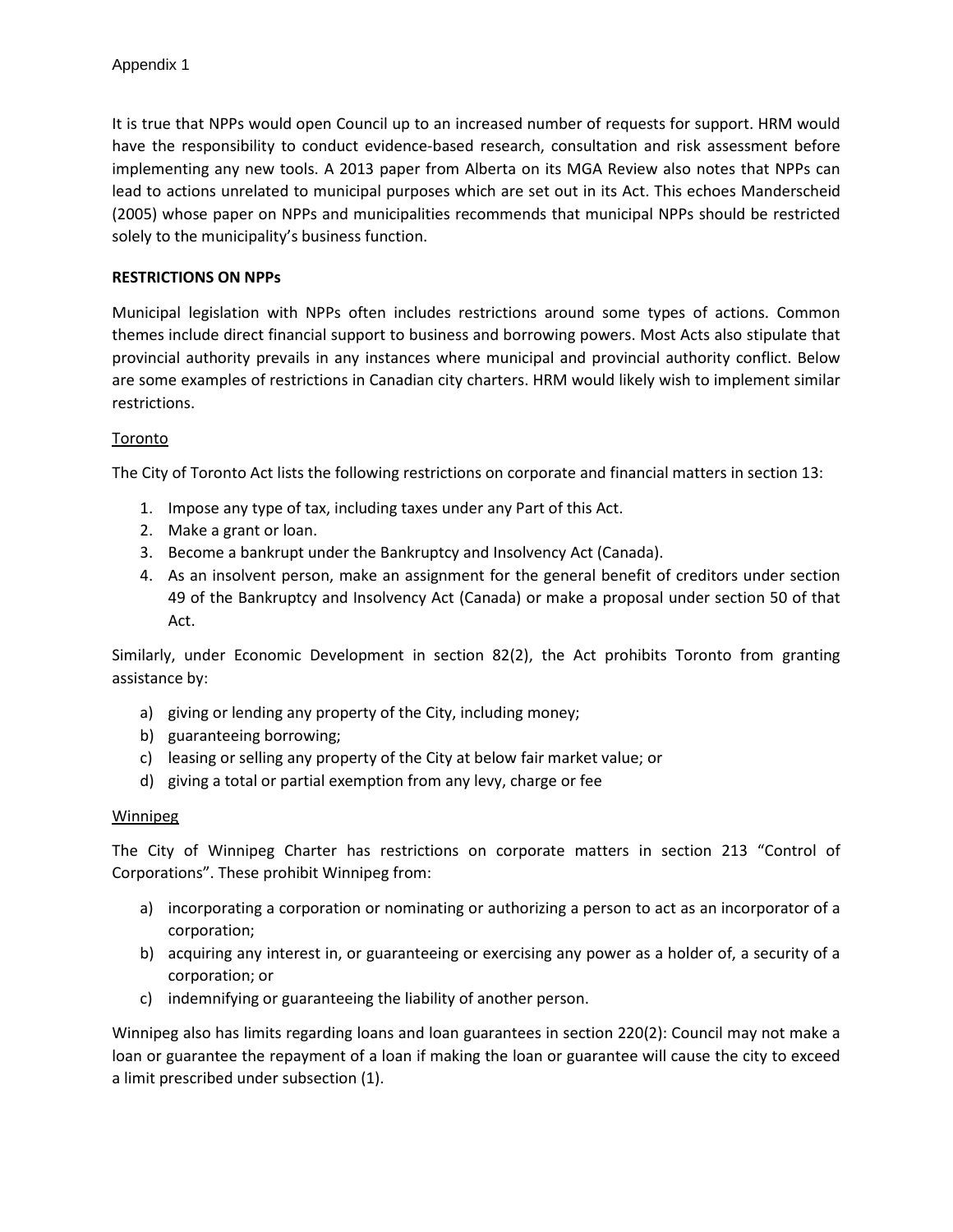It is true that NPPs would open Council up to an increased number of requests for support. HRM would have the responsibility to conduct evidence-based research, consultation and risk assessment before implementing any new tools. A 2013 paper from Alberta on its MGA Review also notes that NPPs can lead to actions unrelated to municipal purposes which are set out in its Act. This echoes Manderscheid (2005) whose paper on NPPs and municipalities recommends that municipal NPPs should be restricted solely to the municipality's business function.

**RESTRICTIONS ON NPPs**

Municipal legislation with NPPs often includes restrictions around some types of actions. Common themes include direct financial support to business and borrowing powers. Most Acts also stipulate that provincial authority prevails in any instances where municipal and provincial authority conflict. Below are some examples of restrictions in Canadian city charters. HRM would likely wish to implement similar restrictions.

<u>Toronto</u>

The City of Toronto Act lists the following restrictions on corporate and financial matters in section 13:

1. Impose any type of tax, including taxes under any Part of this Act.
2. Make a grant or loan.
3. Become a bankrupt under the Bankruptcy and Insolvency Act (Canada).
4. As an insolvent person, make an assignment for the general benefit of creditors under section 49 of the Bankruptcy and Insolvency Act (Canada) or make a proposal under section 50 of that Act.

Similarly, under Economic Development in section 82(2), the Act prohibits Toronto from granting assistance by:

a) giving or lending any property of the City, including money;
b) guaranteeing borrowing;
c) leasing or selling any property of the City at below fair market value; or
d) giving a total or partial exemption from any levy, charge or fee

<u>Winnipeg</u>

The City of Winnipeg Charter has restrictions on corporate matters in section 213 "Control of Corporations". These prohibit Winnipeg from:

a) incorporating a corporation or nominating or authorizing a person to act as an incorporator of a corporation;
b) acquiring any interest in, or guaranteeing or exercising any power as a holder of, a security of a corporation; or
c) indemnifying or guaranteeing the liability of another person.

Winnipeg also has limits regarding loans and loan guarantees in section 220(2): Council may not make a loan or guarantee the repayment of a loan if making the loan or guarantee will cause the city to exceed a limit prescribed under subsection (1).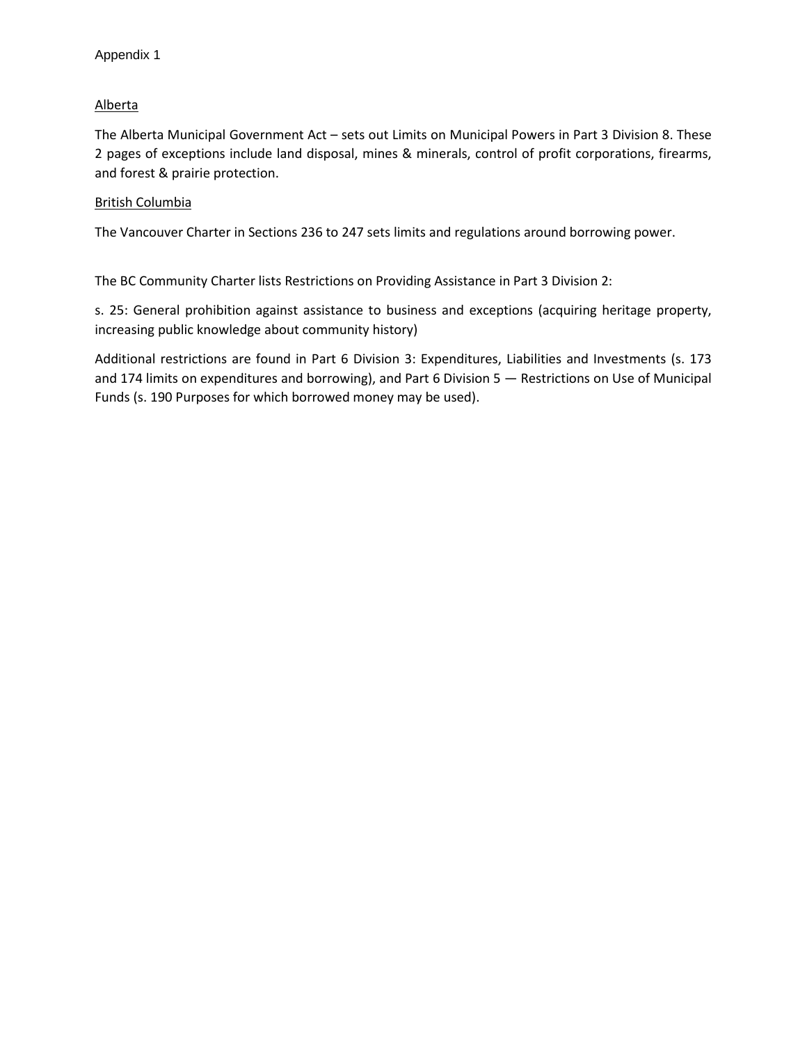Appendix 1

## Alberta

The Alberta Municipal Government Act – sets out Limits on Municipal Powers in Part 3 Division 8. These 2 pages of exceptions include land disposal, mines & minerals, control of profit corporations, firearms, and forest & prairie protection.

## British Columbia

The Vancouver Charter in Sections 236 to 247 sets limits and regulations around borrowing power.

The BC Community Charter lists Restrictions on Providing Assistance in Part 3 Division 2:

s. 25: General prohibition against assistance to business and exceptions (acquiring heritage property, increasing public knowledge about community history)

Additional restrictions are found in Part 6 Division 3: Expenditures, Liabilities and Investments (s. 173 and 174 limits on expenditures and borrowing), and Part 6 Division 5 — Restrictions on Use of Municipal Funds (s. 190 Purposes for which borrowed money may be used).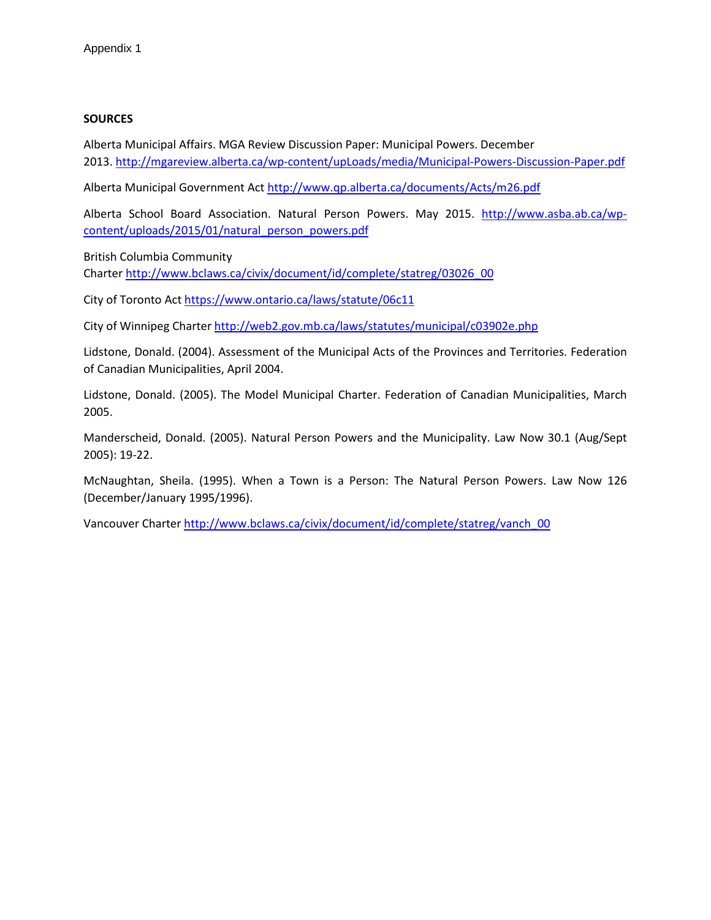Appendix 1

**SOURCES**

Alberta Municipal Affairs. MGA Review Discussion Paper: Municipal Powers. December 2013. http://mgareview.alberta.ca/wp-content/upLoads/media/Municipal-Powers-Discussion-Paper.pdf

Alberta Municipal Government Act http://www.qp.alberta.ca/documents/Acts/m26.pdf

Alberta School Board Association. Natural Person Powers. May 2015. http://www.asba.ab.ca/wp-content/uploads/2015/01/natural_person_powers.pdf

British Columbia Community Charter http://www.bclaws.ca/civix/document/id/complete/statreg/03026_00

City of Toronto Act https://www.ontario.ca/laws/statute/06c11

City of Winnipeg Charter http://web2.gov.mb.ca/laws/statutes/municipal/c03902e.php

Lidstone, Donald. (2004). Assessment of the Municipal Acts of the Provinces and Territories. Federation of Canadian Municipalities, April 2004.

Lidstone, Donald. (2005). The Model Municipal Charter. Federation of Canadian Municipalities, March 2005.

Manderscheid, Donald. (2005). Natural Person Powers and the Municipality. Law Now 30.1 (Aug/Sept 2005): 19-22.

McNaughtan, Sheila. (1995). When a Town is a Person: The Natural Person Powers. Law Now 126 (December/January 1995/1996).

Vancouver Charter http://www.bclaws.ca/civix/document/id/complete/statreg/vanch_00